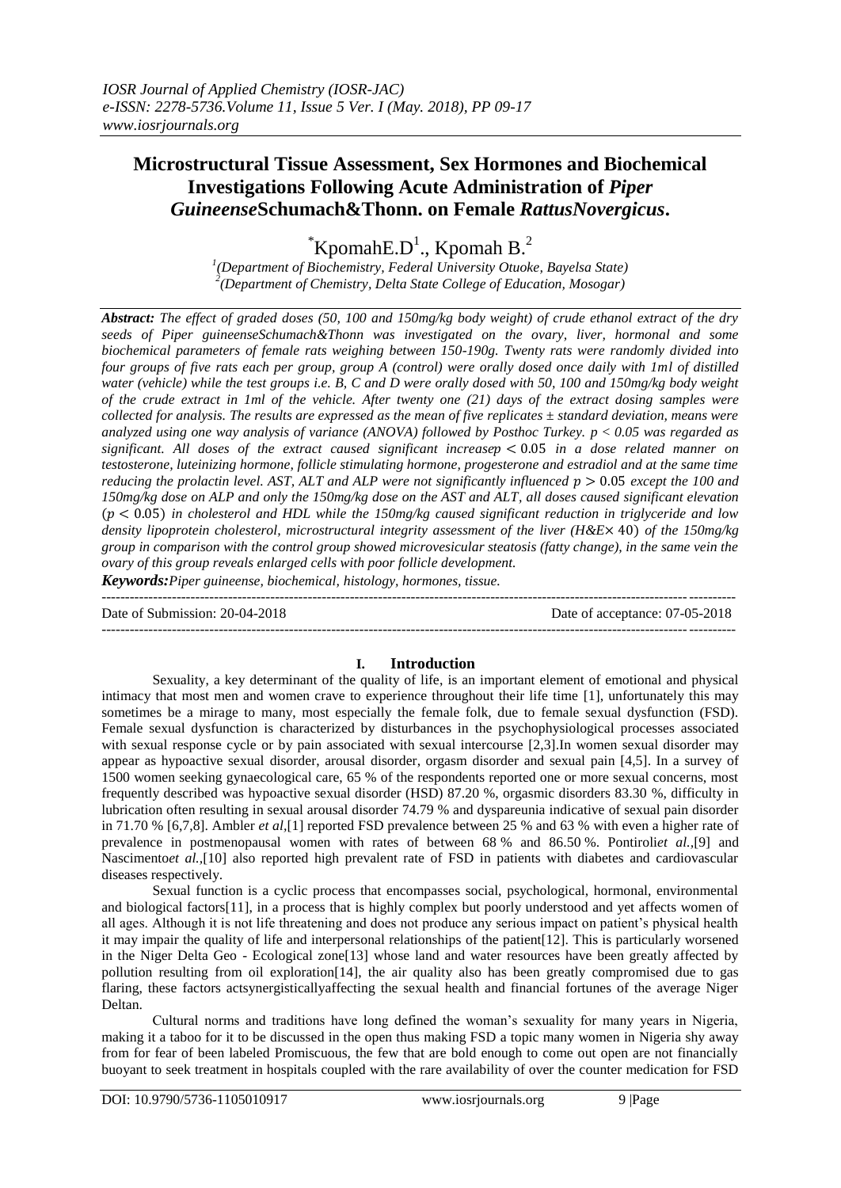# Microstructural Tissue Assessment, Sex Hormones and Biochemical Investigations Following Acute Administration of *Piper Guineense*Schumach&Thonn. on Female *RattusNovergicus*.

*KpomahE.D[1]., Kpomah B.[2]

[1](Department of Biochemistry, Federal University Otuoke, Bayelsa State)
[2](Department of Chemistry, Delta State College of Education, Mosogar)

***Abstract:*** *The effect of graded doses (50, 100 and 150mg/kg body weight) of crude ethanol extract of the dry seeds of Piper guineenseSchumach&Thonn was investigated on the ovary, liver, hormonal and some biochemical parameters of female rats weighing between 150-190g. Twenty rats were randomly divided into four groups of five rats each per group, group A (control) were orally dosed once daily with 1ml of distilled water (vehicle) while the test groups i.e. B, C and D were orally dosed with 50, 100 and 150mg/kg body weight of the crude extract in 1ml of the vehicle. After twenty one (21) days of the extract dosing samples were collected for analysis. The results are expressed as the mean of five replicates ± standard deviation, means were analyzed using one way of analysis of variance (ANOVA) followed by Posthoc Turkey. $p < 0.05$ was regarded as significant. All doses of the extract caused significant increase$p < 0.05$ in a dose related manner on testosterone, luteinizing hormone, follicle stimulating hormone, progesterone and estradiol and at the same time reducing the prolactin level. AST, ALT and ALP were not significantly influenced $p > 0.05$ except the 100 and 150mg/kg dose on ALP and only the 150mg/kg dose on the AST and ALT, all doses caused significant elevation ($p < 0.05$) in cholesterol and HDL while the 150mg/kg caused significant reduction in triglyceride and low density lipoprotein cholesterol, microstructural integrity assessment of the liver (H&E$\times$ 40) of the 150mg/kg group in comparison with the control group showed microvesicular steatosis (fatty change), in the same vein the ovary of this group reveals enlarged cells with poor follicle development.*

***Keywords:****Piper guineense, biochemical, histology, hormones, tissue.*

---

Date of Submission: 20-04-2018 Date of acceptance: 07-05-2018

---

## I. Introduction

Sexuality, a key determinant of the quality of life, is an important element of emotional and physical intimacy that most men and women crave to experience throughout their life time [1], unfortunately this may sometimes be a mirage to many, most especially the female folk, due to female sexual dysfunction (FSD). Female sexual dysfunction is characterized by disturbances in the psychophysiological processes associated with sexual response cycle or by pain associated with sexual intercourse [2,3].In women sexual disorder may appear as hypoactive sexual disorder, arousal disorder, orgasm disorder and sexual pain [4,5]. In a survey of 1500 women seeking gynaecological care, 65 % of the respondents reported one or more sexual concerns, most frequently described was hypoactive sexual disorder (HSD) 87.20 %, orgasmic disorders 83.30 %, difficulty in lubrication often resulting in sexual arousal disorder 74.79 % and dyspareunia indicative of sexual pain disorder in 71.70 % [6,7,8]. Ambler *et al*,[1] reported FSD prevalence between 25 % and 63 % with even a higher rate of prevalence in postmenopausal women with rates of between 68 % and 86.50 %. Pontiroli*et al*.,[9] and Nascimento*et al.*,[10] also reported high prevalent rate of FSD in patients with diabetes and cardiovascular diseases respectively.

Sexual function is a cyclic process that encompasses social, psychological, hormonal, environmental and biological factors[11], in a process that is highly complex but poorly understood and yet affects women of all ages. Although it is not life threatening and does not produce any serious impact on patient's physical health it may impair the quality of life and interpersonal relationships of the patient[12]. This is particularly worsened in the Niger Delta Geo - Ecological zone[13] whose land and water resources have been greatly affected by pollution resulting from oil exploration[14], the air quality also has been greatly compromised due to gas flaring, these factors actsynergisticallyaffecting the sexual health and financial fortunes of the average Niger Deltan.

Cultural norms and traditions have long defined the woman's sexuality for many years in Nigeria, making it a taboo for it to be discussed in the open thus making FSD a topic many women in Nigeria shy away from for fear of been labeled Promiscuous, the few that are bold enough to come out open are not financially buoyant to seek treatment in hospitals coupled with the rare availability of over the counter medication for FSD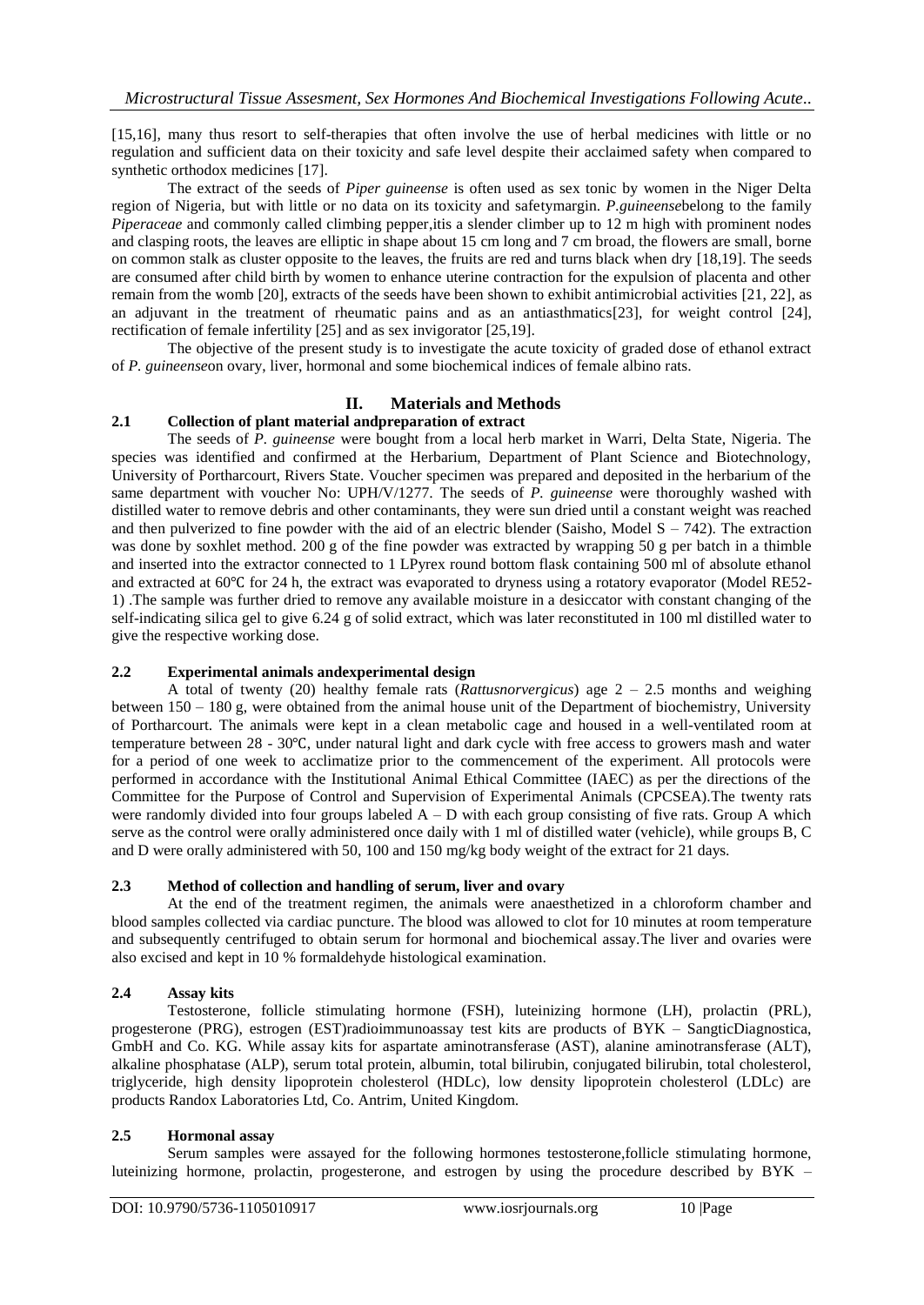[15,16], many thus resort to self-therapies that often involve the use of herbal medicines with little or no regulation and sufficient data on their toxicity and safe level despite their acclaimed safety when compared to synthetic orthodox medicines [17].

The extract of the seeds of *Piper guineense* is often used as sex tonic by women in the Niger Delta region of Nigeria, but with little or no data on its toxicity and safetymargin. *P.guineense*belong to the family *Piperaceae* and commonly called climbing pepper,itis a slender climber up to 12 m high with prominent nodes and clasping roots, the leaves are elliptic in shape about 15 cm long and 7 cm broad, the flowers are small, borne on common stalk as cluster opposite to the leaves, the fruits are red and turns black when dry [18,19]. The seeds are consumed after child birth by women to enhance uterine contraction for the expulsion of placenta and other remain from the womb [20], extracts of the seeds have been shown to exhibit antimicrobial activities [21, 22], as an adjuvant in the treatment of rheumatic pains and as an antiasthmatics[23], for weight control [24], rectification of female infertility [25] and as sex invigorator [25,19].

The objective of the present study is to investigate the acute toxicity of graded dose of ethanol extract of *P. guineense*on ovary, liver, hormonal and some biochemical indices of female albino rats.

## II. Materials and Methods

### 2.1 Collection of plant material andpreparation of extract

The seeds of *P. guineense* were bought from a local herb market in Warri, Delta State, Nigeria. The species was identified and confirmed at the Herbarium, Department of Plant Science and Biotechnology, University of Portharcourt, Rivers State. Voucher specimen was prepared and deposited in the herbarium of the same department with voucher No: UPH/V/1277. The seeds of *P. guineense* were thoroughly washed with distilled water to remove debris and other contaminants, they were sun dried until a constant weight was reached and then pulverized to fine powder with the aid of an electric blender (Saisho, Model S – 742). The extraction was done by soxhlet method. 200 g of the fine powder was extracted by wrapping 50 g per batch in a thimble and inserted into the extractor connected to 1 LPyrex round bottom flask containing 500 ml of absolute ethanol and extracted at 60℃ for 24 h, the extract was evaporated to dryness using a rotatory evaporator (Model RE52-1) .The sample was further dried to remove any available moisture in a desiccator with constant changing of the self-indicating silica gel to give 6.24 g of solid extract, which was later reconstituted in 100 ml distilled water to give the respective working dose.

### 2.2 Experimental animals andexperimental design

A total of twenty (20) healthy female rats (*Rattusnorvergicus*) age 2 – 2.5 months and weighing between 150 – 180 g, were obtained from the animal house unit of the Department of biochemistry, University of Portharcourt. The animals were kept in a clean metabolic cage and housed in a well-ventilated room at temperature between 28 - 30℃, under natural light and dark cycle with free access to growers mash and water for a period of one week to acclimatize prior to the commencement of the experiment. All protocols were performed in accordance with the Institutional Animal Ethical Committee (IAEC) as per the directions of the Committee for the Purpose of Control and Supervision of Experimental Animals (CPCSEA).The twenty rats were randomly divided into four groups labeled A – D with each group consisting of five rats. Group A which serve as the control were orally administered once daily with 1 ml of distilled water (vehicle), while groups B, C and D were orally administered with 50, 100 and 150 mg/kg body weight of the extract for 21 days.

### 2.3 Method of collection and handling of serum, liver and ovary

At the end of the treatment regimen, the animals were anaesthetized in a chloroform chamber and blood samples collected via cardiac puncture. The blood was allowed to clot for 10 minutes at room temperature and subsequently centrifuged to obtain serum for hormonal and biochemical assay.The liver and ovaries were also excised and kept in 10 % formaldehyde histological examination.

### 2.4 Assay kits

Testosterone, follicle stimulating hormone (FSH), luteinizing hormone (LH), prolactin (PRL), progesterone (PRG), estrogen (EST)radioimmunoassay test kits are products of BYK – SangticDiagnostica, GmbH and Co. KG. While assay kits for aspartate aminotransferase (AST), alanine aminotransferase (ALT), alkaline phosphatase (ALP), serum total protein, albumin, total bilirubin, conjugated bilirubin, total cholesterol, triglyceride, high density lipoprotein cholesterol (HDLc), low density lipoprotein cholesterol (LDLc) are products Randox Laboratories Ltd, Co. Antrim, United Kingdom.

### 2.5 Hormonal assay

Serum samples were assayed for the following hormones testosterone,follicle stimulating hormone, luteinizing hormone, prolactin, progesterone, and estrogen by using the procedure described by BYK –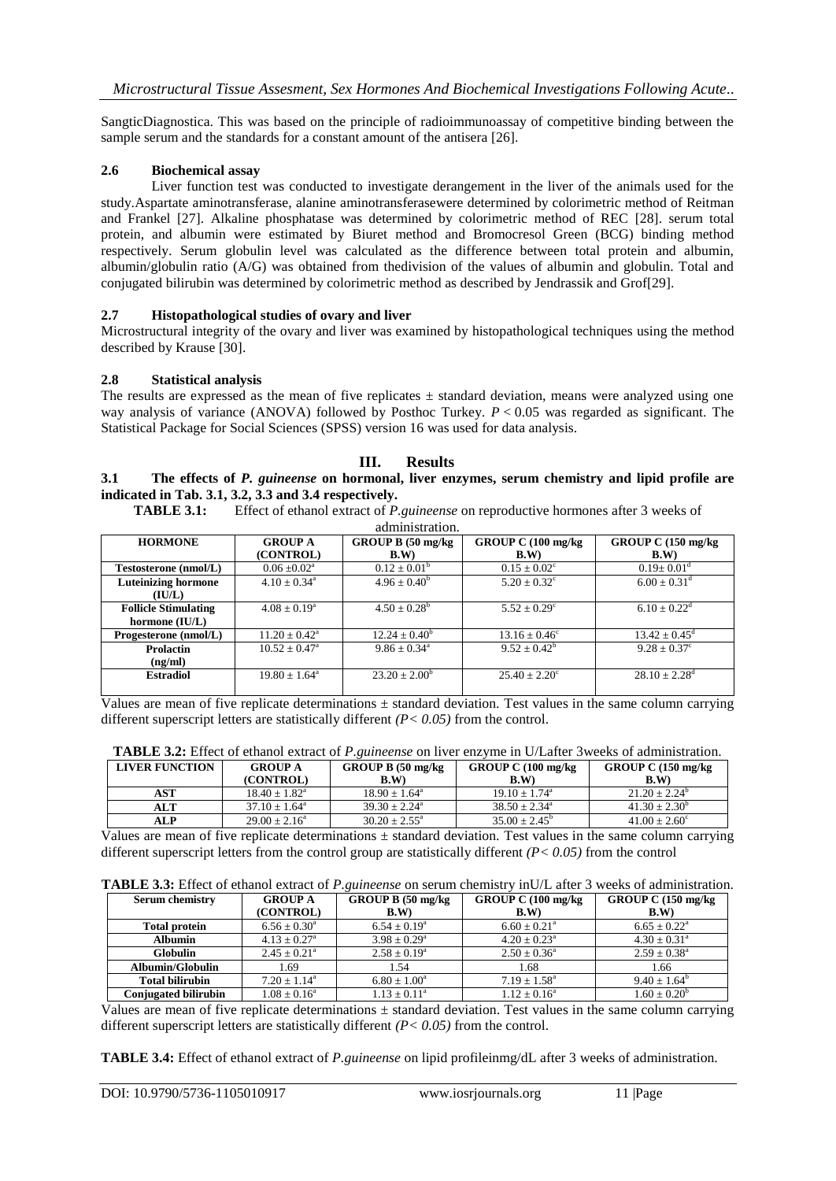SangticDiagnostica. This was based on the principle of radioimmunoassay of competitive binding between the sample serum and the standards for a constant amount of the antisera [26].

### 2.6 Biochemical assay

Liver function test was conducted to investigate derangement in the liver of the animals used for the study.Aspartate aminotransferase, alanine aminotransferasewere determined by colorimetric method of Reitman and Frankel [27]. Alkaline phosphatase was determined by colorimetric method of REC [28]. serum total protein, and albumin were estimated by Biuret method and Bromocresol Green (BCG) binding method respectively. Serum globulin level was calculated as the difference between total protein and albumin, albumin/globulin ratio (A/G) was obtained from thedivision of the values of albumin and globulin. Total and conjugated bilirubin was determined by colorimetric method as described by Jendrassik and Grof[29].

### 2.7 Histopathological studies of ovary and liver

Microstructural integrity of the ovary and liver was examined by histopathological techniques using the method described by Krause [30].

### 2.8 Statistical analysis

The results are expressed as the mean of five replicates ± standard deviation, means were analyzed using one way analysis of variance (ANOVA) followed by Posthoc Turkey. $P < 0.05$ was regarded as significant. The Statistical Package for Social Sciences (SPSS) version 16 was used for data analysis.

## III. Results

### 3.1 The effects of *P. guineense* on hormonal, liver enzymes, serum chemistry and lipid profile are indicated in Tab. 3.1, 3.2, 3.3 and 3.4 respectively.

**TABLE 3.1:** Effect of ethanol extract of *P.guineense* on reproductive hormones after 3 weeks of administration.

| HORMONE | GROUP A (CONTROL) | GROUP B (50 mg/kg B.W) | GROUP C (100 mg/kg B.W) | GROUP C (150 mg/kg B.W) |
|---|---|---|---|---|
| Testosterone (nmol/L) | $0.06 \pm 0.02^a$ | $0.12 \pm 0.01^b$ | $0.15 \pm 0.02^c$ | $0.19 \pm 0.01^d$ |
| Luteinizing hormone (IU/L) | $4.10 \pm 0.34^a$ | $4.96 \pm 0.40^b$ | $5.20 \pm 0.32^c$ | $6.00 \pm 0.31^d$ |
| Follicle Stimulating hormone (IU/L) | $4.08 \pm 0.19^a$ | $4.50 \pm 0.28^b$ | $5.52 \pm 0.29^c$ | $6.10 \pm 0.22^d$ |
| Progesterone (nmol/L) | $11.20 \pm 0.42^a$ | $12.24 \pm 0.40^b$ | $13.16 \pm 0.46^c$ | $13.42 \pm 0.45^d$ |
| Prolactin (ng/ml) | $10.52 \pm 0.47^a$ | $9.86 \pm 0.34^a$ | $9.52 \pm 0.42^b$ | $9.28 \pm 0.37^c$ |
| Estradiol | $19.80 \pm 1.64^a$ | $23.20 \pm 2.00^b$ | $25.40 \pm 2.20^c$ | $28.10 \pm 2.28^d$ |

Values are mean of five replicate determinations ± standard deviation. Test values in the same column carrying different superscript letters are statistically different *(P< 0.05)* from the control.

**TABLE 3.2:** Effect of ethanol extract of *P.guineense* on liver enzyme in U/Lafter 3weeks of administration.

| LIVER FUNCTION | GROUP A (CONTROL) | GROUP B (50 mg/kg B.W) | GROUP C (100 mg/kg B.W) | GROUP C (150 mg/kg B.W) |
|---|---|---|---|---|
| AST | $18.40 \pm 1.82^a$ | $18.90 \pm 1.64^a$ | $19.10 \pm 1.74^a$ | $21.20 \pm 2.24^b$ |
| ALT | $37.10 \pm 1.64^a$ | $39.30 \pm 2.24^a$ | $38.50 \pm 2.34^a$ | $41.30 \pm 2.30^b$ |
| ALP | $29.00 \pm 2.16^a$ | $30.20 \pm 2.55^a$ | $35.00 \pm 2.45^b$ | $41.00 \pm 2.60^c$ |

Values are mean of five replicate determinations ± standard deviation. Test values in the same column carrying different superscript letters from the control group are statistically different *(P< 0.05)* from the control

**TABLE 3.3:** Effect of ethanol extract of *P.guineense* on serum chemistry inU/L after 3 weeks of administration.

| Serum chemistry | GROUP A (CONTROL) | GROUP B (50 mg/kg B.W) | GROUP C (100 mg/kg B.W) | GROUP C (150 mg/kg B.W) |
|---|---|---|---|---|
| Total protein | $6.56 \pm 0.30^a$ | $6.54 \pm 0.19^a$ | $6.60 \pm 0.21^a$ | $6.65 \pm 0.22^a$ |
| Albumin | $4.13 \pm 0.27^a$ | $3.98 \pm 0.29^a$ | $4.20 \pm 0.23^a$ | $4.30 \pm 0.31^a$ |
| Globulin | $2.45 \pm 0.21^a$ | $2.58 \pm 0.19^a$ | $2.50 \pm 0.36^a$ | $2.59 \pm 0.38^a$ |
| Albumin/Globulin | 1.69 | 1.54 | 1.68 | 1.66 |
| Total bilirubin | $7.20 \pm 1.14^a$ | $6.80 \pm 1.00^a$ | $7.19 \pm 1.58^a$ | $9.40 \pm 1.64^b$ |
| Conjugated bilirubin | $1.08 \pm 0.16^a$ | $1.13 \pm 0.11^a$ | $1.12 \pm 0.16^a$ | $1.60 \pm 0.20^b$ |

Values are mean of five replicate determinations ± standard deviation. Test values in the same column carrying different superscript letters are statistically different *(P< 0.05)* from the control.

**TABLE 3.4:** Effect of ethanol extract of *P.guineense* on lipid profileinmg/dL after 3 weeks of administration.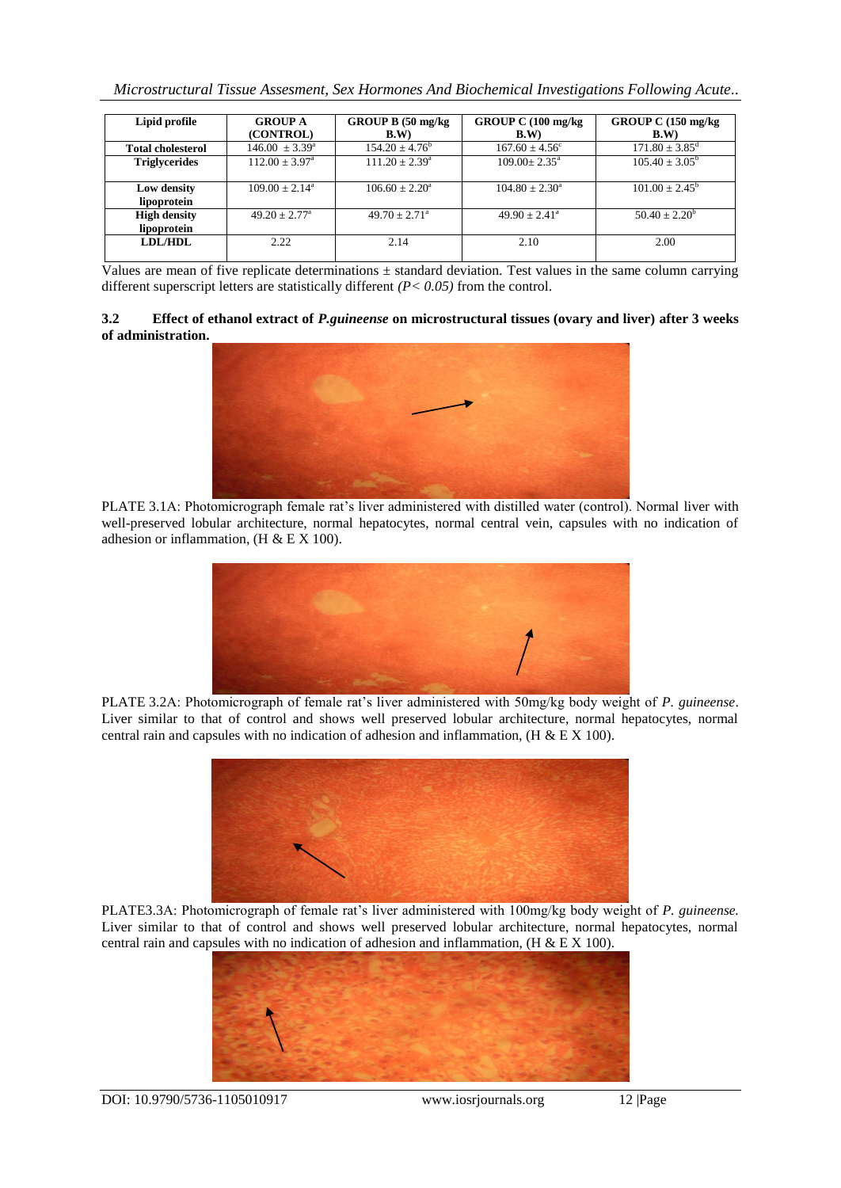| Lipid profile | GROUP A (CONTROL) | GROUP B (50 mg/kg B.W) | GROUP C (100 mg/kg B.W) | GROUP C (150 mg/kg B.W) |
| --- | --- | --- | --- | --- |
| Total cholesterol | $146.00 \pm 3.39^{a}$ | $154.20 \pm 4.76^{b}$ | $167.60 \pm 4.56^{c}$ | $171.80 \pm 3.85^{d}$ |
| Triglycerides | $112.00 \pm 3.97^{a}$ | $111.20 \pm 2.39^{a}$ | $109.00 \pm 2.35^{a}$ | $105.40 \pm 3.05^{b}$ |
| Low density lipoprotein | $109.00 \pm 2.14^{a}$ | $106.60 \pm 2.20^{a}$ | $104.80 \pm 2.30^{a}$ | $101.00 \pm 2.45^{b}$ |
| High density lipoprotein | $49.20 \pm 2.77^{a}$ | $49.70 \pm 2.71^{a}$ | $49.90 \pm 2.41^{a}$ | $50.40 \pm 2.20^{b}$ |
| LDL/HDL | 2.22 | 2.14 | 2.10 | 2.00 |

Values are mean of five replicate determinations ± standard deviation. Test values in the same column carrying different superscript letters are statistically different *($P < 0.05$)* from the control.

### 3.2 Effect of ethanol extract of *P.guineense* on microstructural tissues (ovary and liver) after 3 weeks of administration.

PLATE 3.1A: Photomicrograph female rat's liver administered with distilled water (control). Normal liver with well-preserved lobular architecture, normal hepatocytes, normal central vein, capsules with no indication of adhesion or inflammation, (H & E X 100).

PLATE 3.2A: Photomicrograph of female rat's liver administered with 50mg/kg body weight of *P. guineense*. Liver similar to that of control and shows well preserved lobular architecture, normal hepatocytes, normal central rain and capsules with no indication of adhesion and inflammation, (H & E X 100).

PLATE3.3A: Photomicrograph of female rat's liver administered with 100mg/kg body weight of *P. guineense.* Liver similar to that of control and shows well preserved lobular architecture, normal hepatocytes, normal central rain and capsules with no indication of adhesion and inflammation, (H & E X 100).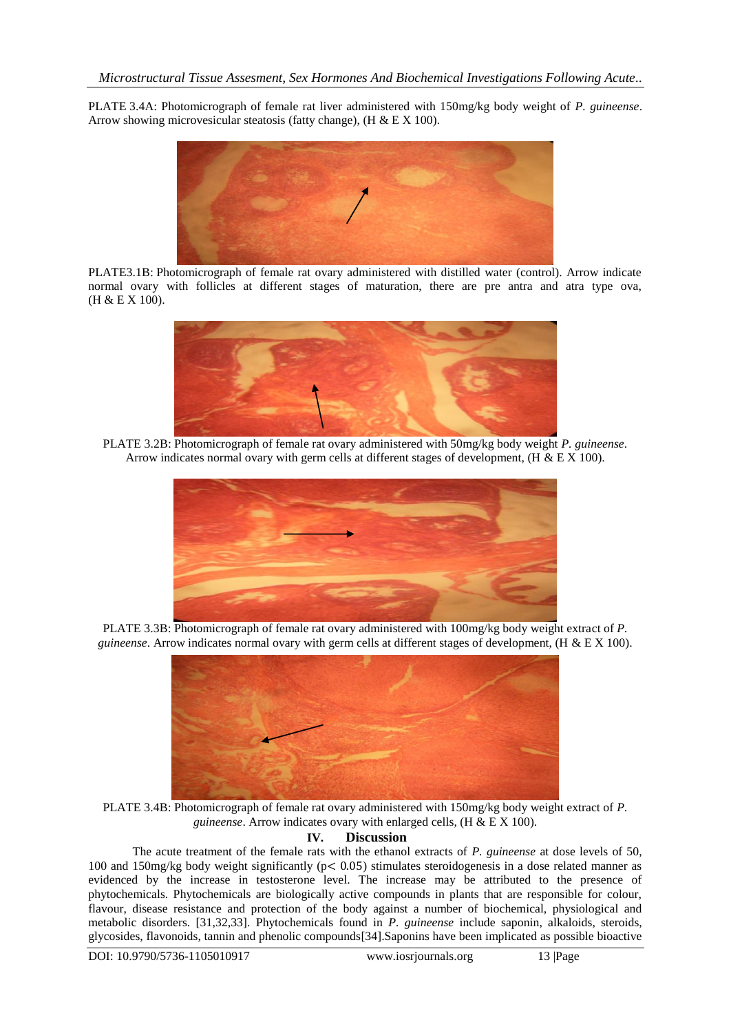PLATE 3.4A: Photomicrograph of female rat liver administered with 150mg/kg body weight of *P. guineense*. Arrow showing microvesicular steatosis (fatty change), (H & E X 100).

PLATE3.1B: Photomicrograph of female rat ovary administered with distilled water (control). Arrow indicate normal ovary with follicles at different stages of maturation, there are pre antra and atra type ova, (H & E X 100).

PLATE 3.2B: Photomicrograph of female rat ovary administered with 50mg/kg body weight *P. guineense*. Arrow indicates normal ovary with germ cells at different stages of development, (H & E X 100).

PLATE 3.3B: Photomicrograph of female rat ovary administered with 100mg/kg body weight extract of *P. guineense*. Arrow indicates normal ovary with germ cells at different stages of development, (H & E X 100).

PLATE 3.4B: Photomicrograph of female rat ovary administered with 150mg/kg body weight extract of *P. guineense*. Arrow indicates ovary with enlarged cells, (H & E X 100).

## IV. Discussion

The acute treatment of the female rats with the ethanol extracts of *P. guineense* at dose levels of 50, 100 and 150mg/kg body weight significantly ($p < 0.05$) stimulates steroidogenesis in a dose related manner as evidenced by the increase in testosterone level. The increase may be attributed to the presence of phytochemicals. Phytochemicals are biologically active compounds in plants that are responsible for colour, flavour, disease resistance and protection of the body against a number of biochemical, physiological and metabolic disorders. [31,32,33]. Phytochemicals found in *P. guineense* include saponin, alkaloids, steroids, glycosides, flavonoids, tannin and phenolic compounds[34].Saponins have been implicated as possible bioactive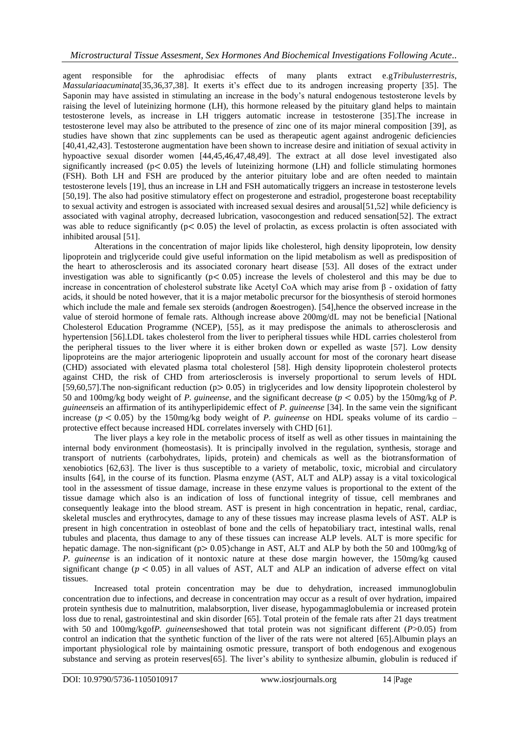agent responsible for the aphrodisiac effects of many plants extract e.g*Tribulusterrestris*, *Massulariaacuminata*[35,36,37,38]. It exerts it's effect due to its androgen increasing property [35]. The Saponin may have assisted in stimulating an increase in the body's natural endogenous testosterone levels by raising the level of luteinizing hormone (LH), this hormone released by the pituitary gland helps to maintain testosterone levels, as increase in LH triggers automatic increase in testosterone [35].The increase in testosterone level may also be attributed to the presence of zinc one of its major mineral composition [39], as studies have shown that zinc supplements can be used as therapeutic agent against androgenic deficiencies [40,41,42,43]. Testosterone augmentation have been shown to increase desire and initiation of sexual activity in hypoactive sexual disorder women [44,45,46,47,48,49]. The extract at all dose level investigated also significantly increased ($p < 0.05$) the levels of luteinizing hormone (LH) and follicle stimulating hormones (FSH). Both LH and FSH are produced by the anterior pituitary lobe and are often needed to maintain testosterone levels [19], thus an increase in LH and FSH automatically triggers an increase in testosterone levels [50,19]. The also had positive stimulatory effect on progesterone and estradiol, progesterone boast receptability to sexual activity and estrogen is associated with increased sexual desires and arousal[51,52] while deficiency is associated with vaginal atrophy, decreased lubrication, vasocongestion and reduced sensation[52]. The extract was able to reduce significantly ($p < 0.05$) the level of prolactin, as excess prolactin is often associated with inhibited arousal [51].

Alterations in the concentration of major lipids like cholesterol, high density lipoprotein, low density lipoprotein and triglyceride could give useful information on the lipid metabolism as well as predisposition of the heart to atherosclerosis and its associated coronary heart disease [53]. All doses of the extract under investigation was able to significantly ($p < 0.05$) increase the levels of cholesterol and this may be due to increase in concentration of cholesterol substrate like Acetyl CoA which may arise from β - oxidation of fatty acids, it should be noted however, that it is a major metabolic precursor for the biosynthesis of steroid hormones which include the male and female sex steroids (androgen &oestrogen). [54],hence the observed increase in the value of steroid hormone of female rats. Although increase above 200mg/dL may not be beneficial [National Cholesterol Education Programme (NCEP), [55], as it may predispose the animals to atherosclerosis and hypertension [56].LDL takes cholesterol from the liver to peripheral tissues while HDL carries cholesterol from the peripheral tissues to the liver where it is either broken down or expelled as waste [57]. Low density lipoproteins are the major arteriogenic lipoprotein and usually account for most of the coronary heart disease (CHD) associated with elevated plasma total cholesterol [58]. High density lipoprotein cholesterol protects against CHD, the risk of CHD from arteriosclerosis is inversely proportional to serum levels of HDL [59,60,57].The non-significant reduction ($p > 0.05$) in triglycerides and low density lipoprotein cholesterol by 50 and 100mg/kg body weight of *P. guineense*, and the significant decrease ($p < 0.05$) by the 150mg/kg of *P. guineense*is an affirmation of its antihyperlipidemic effect of *P. guineense* [34]. In the same vein the significant increase ($p < 0.05$) by the 150mg/kg body weight of *P. guineense* on HDL speaks volume of its cardio – protective effect because increased HDL correlates inversely with CHD [61].

The liver plays a key role in the metabolic process of itself as well as other tissues in maintaining the internal body environment (homeostasis). It is principally involved in the regulation, synthesis, storage and transport of nutrients (carbohydrates, lipids, protein) and chemicals as well as the biotransformation of xenobiotics [62,63]. The liver is thus susceptible to a variety of metabolic, toxic, microbial and circulatory insults [64], in the course of its function. Plasma enzyme (AST, ALT and ALP) assay is a vital toxicological tool in the assessment of tissue damage, increase in these enzyme values is proportional to the extent of the tissue damage which also is an indication of loss of functional integrity of tissue, cell membranes and consequently leakage into the blood stream. AST is present in high concentration in hepatic, renal, cardiac, skeletal muscles and erythrocytes, damage to any of these tissues may increase plasma levels of AST. ALP is present in high concentration in osteoblast of bone and the cells of hepatobiliary tract, intestinal walls, renal tubules and placenta, thus damage to any of these tissues can increase ALP levels. ALT is more specific for hepatic damage. The non-significant ($p > 0.05$)change in AST, ALT and ALP by both the 50 and 100mg/kg of *P. guineense* is an indication of it nontoxic nature at these dose margin however, the 150mg/kg caused significant change ($p < 0.05$) in all values of AST, ALT and ALP an indication of adverse effect on vital tissues.

Increased total protein concentration may be due to dehydration, increased immunoglobulin concentration due to infections, and decrease in concentration may occur as a result of over hydration, impaired protein synthesis due to malnutrition, malabsorption, liver disease, hypogammaglobulemia or increased protein loss due to renal, gastrointestinal and skin disorder [65]. Total protein of the female rats after 21 days treatment with 50 and 100mg/kgof*P. guineense*showed that total protein was not significant different ($P > 0.05$) from control an indication that the synthetic function of the liver of the rats were not altered [65].Albumin plays an important physiological role by maintaining osmotic pressure, transport of both endogenous and exogenous substance and serving as protein reserves[65]. The liver's ability to synthesize albumin, globulin is reduced if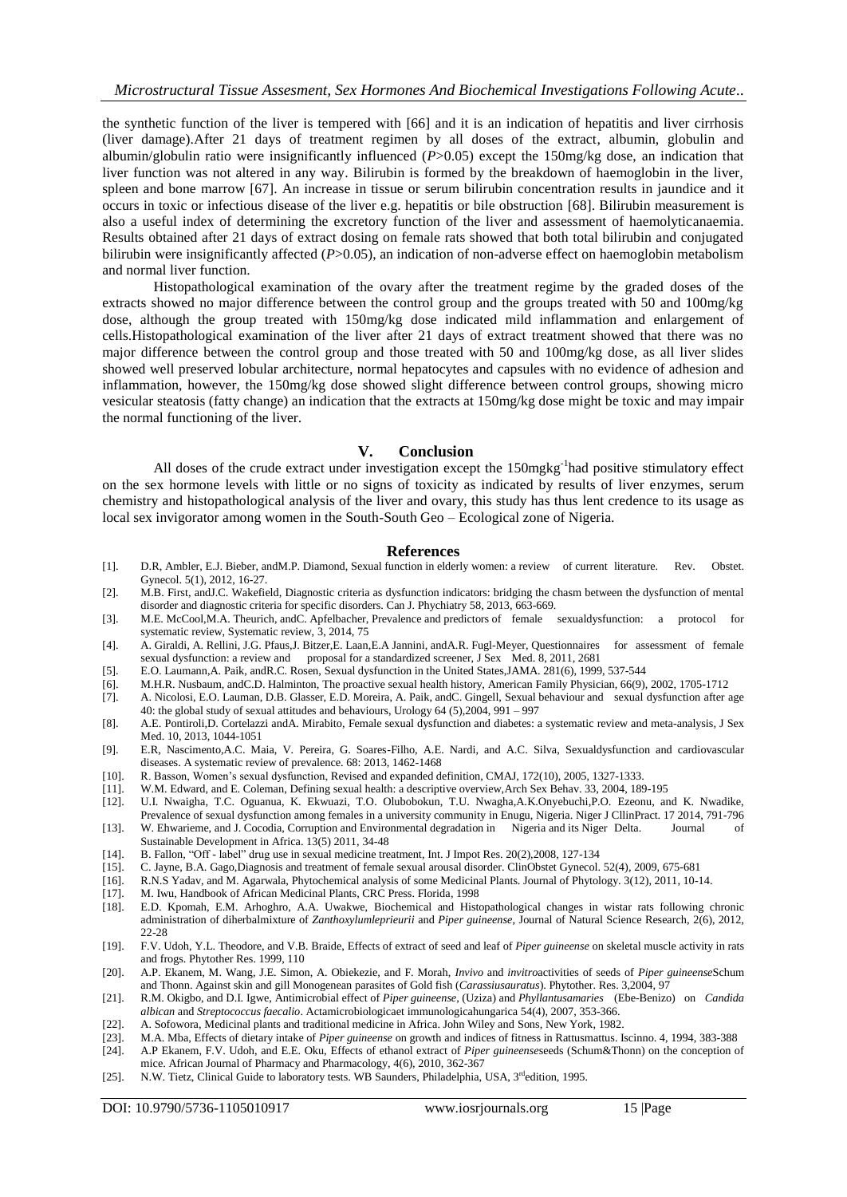the synthetic function of the liver is tempered with [66] and it is an indication of hepatitis and liver cirrhosis (liver damage).After 21 days of treatment regimen by all doses of the extract, albumin, globulin and albumin/globulin ratio were insignificantly influenced (*P*>0.05) except the 150mg/kg dose, an indication that liver function was not altered in any way. Bilirubin is formed by the breakdown of haemoglobin in the liver, spleen and bone marrow [67]. An increase in tissue or serum bilirubin concentration results in jaundice and it occurs in toxic or infectious disease of the liver e.g. hepatitis or bile obstruction [68]. Bilirubin measurement is also a useful index of determining the excretory function of the liver and assessment of haemolyticanaemia. Results obtained after 21 days of extract dosing on female rats showed that both total bilirubin and conjugated bilirubin were insignificantly affected (*P*>0.05), an indication of non-adverse effect on haemoglobin metabolism and normal liver function.

Histopathological examination of the ovary after the treatment regime by the graded doses of the extracts showed no major difference between the control group and the groups treated with 50 and 100mg/kg dose, although the group treated with 150mg/kg dose indicated mild inflammation and enlargement of cells.Histopathological examination of the liver after 21 days of extract treatment showed that there was no major difference between the control group and those treated with 50 and 100mg/kg dose, as all liver slides showed well preserved lobular architecture, normal hepatocytes and capsules with no evidence of adhesion and inflammation, however, the 150mg/kg dose showed slight difference between control groups, showing micro vesicular steatosis (fatty change) an indication that the extracts at 150mg/kg dose might be toxic and may impair the normal functioning of the liver.

## V. Conclusion

All doses of the crude extract under investigation except the 150mgkg$^{-1}$had positive stimulatory effect on the sex hormone levels with little or no signs of toxicity as indicated by results of liver enzymes, serum chemistry and histopathological analysis of the liver and ovary, this study has thus lent credence to its usage as local sex invigorator among women in the South-South Geo – Ecological zone of Nigeria.

## References

[1]. D.R, Ambler, E.J. Bieber, andM.P. Diamond, Sexual function in elderly women: a review of current literature. Rev. Obstet. Gynecol. 5(1), 2012, 16-27.

[2]. M.B. First, andJ.C. Wakefield, Diagnostic criteria as dysfunction indicators: bridging the chasm between the dysfunction of mental disorder and diagnostic criteria for specific disorders. Can J. Phychiatry 58, 2013, 663-669.

[3]. M.E. McCool,M.A. Theurich, andC. Apfelbacher, Prevalence and predictors of female sexualdysfunction: a protocol for systematic review, Systematic review, 3, 2014, 75

[4]. A. Giraldi, A. Rellini, J.G. Pfaus,J. Bitzer,E. Laan,E.A Jannini, andA.R. Fugl-Meyer, Questionnaires for assessment of female sexual dysfunction: a review and proposal for a standardized screener, J Sex Med. 8, 2011, 2681

[5]. E.O. Laumann,A. Paik, andR.C. Rosen, Sexual dysfunction in the United States,JAMA. 281(6), 1999, 537-544

[6]. M.H.R. Nusbaum, andC.D. Halminton, The proactive sexual health history, American Family Physician, 66(9), 2002, 1705-1712

[7]. A. Nicolosi, E.O. Lauman, D.B. Glasser, E.D. Moreira, A. Paik, andC. Gingell, Sexual behaviour and sexual dysfunction after age 40: the global study of sexual attitudes and behaviours, Urology 64 (5),2004, 991 – 997

[8]. A.E. Pontiroli,D. Cortelazzi andA. Mirabito, Female sexual dysfunction and diabetes: a systematic review and meta-analysis, J Sex Med. 10, 2013, 1044-1051

[9]. E.R, Nascimento,A.C. Maia, V. Pereira, G. Soares-Filho, A.E. Nardi, and A.C. Silva, Sexualdysfunction and cardiovascular diseases. A systematic review of prevalence. 68: 2013, 1462-1468

[10]. R. Basson, Women's sexual dysfunction, Revised and expanded definition, CMAJ, 172(10), 2005, 1327-1333.

[11]. W.M. Edward, and E. Coleman, Defining sexual health: a descriptive overview,Arch Sex Behav. 33, 2004, 189-195

[12]. U.I. Nwaigha, T.C. Oguanua, K. Ekwuazi, T.O. Olubobokun, T.U. Nwagha,A.K.Onyebuchi,P.O. Ezeonu, and K. Nwadike, Prevalence of sexual dysfunction among females in a university community in Enugu, Nigeria. Niger J CllinPract. 17 2014, 791-796

[13]. W. Ehwarieme, and J. Cocodia, Corruption and Environmental degradation in Nigeria and its Niger Delta. Journal of Sustainable Development in Africa. 13(5) 2011, 34-48

[14]. B. Fallon, "Off - label" drug use in sexual medicine treatment, Int. J Impot Res. 20(2),2008, 127-134

[15]. C. Jayne, B.A. Gago,Diagnosis and treatment of female sexual arousal disorder. ClinObstet Gynecol. 52(4), 2009, 675-681

[16]. R.N.S Yadav, and M. Agarwala, Phytochemical analysis of some Medicinal Plants. Journal of Phytology. 3(12), 2011, 10-14.

[17]. M. Iwu, Handbook of African Medicinal Plants, CRC Press. Florida, 1998

[18]. E.D. Kpomah, E.M. Arhoghro, A.A. Uwakwe, Biochemical and Histopathological changes in wistar rats following chronic administration of diherbalmixture of *Zanthoxylumleprieurii* and *Piper guineense*, Journal of Natural Science Research, 2(6), 2012, 22-28

[19]. F.V. Udoh, Y.L. Theodore, and V.B. Braide, Effects of extract of seed and leaf of *Piper guineense* on skeletal muscle activity in rats and frogs. Phytother Res. 1999, 110

[20]. A.P. Ekanem, M. Wang, J.E. Simon, A. Obiekezie, and F. Morah, *Invivo* and *invitro*activities of seeds of *Piper guineense*Schum and Thonn. Against skin and gill Monogenean parasites of Gold fish (*Carassiusauratus*). Phytother. Res. 3,2004, 97

[21]. R.M. Okigbo, and D.I. Igwe, Antimicrobial effect of *Piper guineense*, (Uziza) and *Phyllantusamaries* (Ebe-Benizo) on *Candida albican* and *Streptococcus faecalio*. Actamicrobiologicaet immunologicahungarica 54(4), 2007, 353-366.

[22]. A. Sofowora, Medicinal plants and traditional medicine in Africa. John Wiley and Sons, New York, 1982.

[23]. M.A. Mba, Effects of dietary intake of *Piper guineense* on growth and indices of fitness in Rattusmattus. Iscinno. 4, 1994, 383-388

[24]. A.P Ekanem, F.V. Udoh, and E.E. Oku, Effects of ethanol extract of *Piper guineense*seeds (Schum&Thonn) on the conception of mice. African Journal of Pharmacy and Pharmacology, 4(6), 2010, 362-367

[25]. N.W. Tietz, Clinical Guide to laboratory tests. WB Saunders, Philadelphia, USA, 3rdedition, 1995.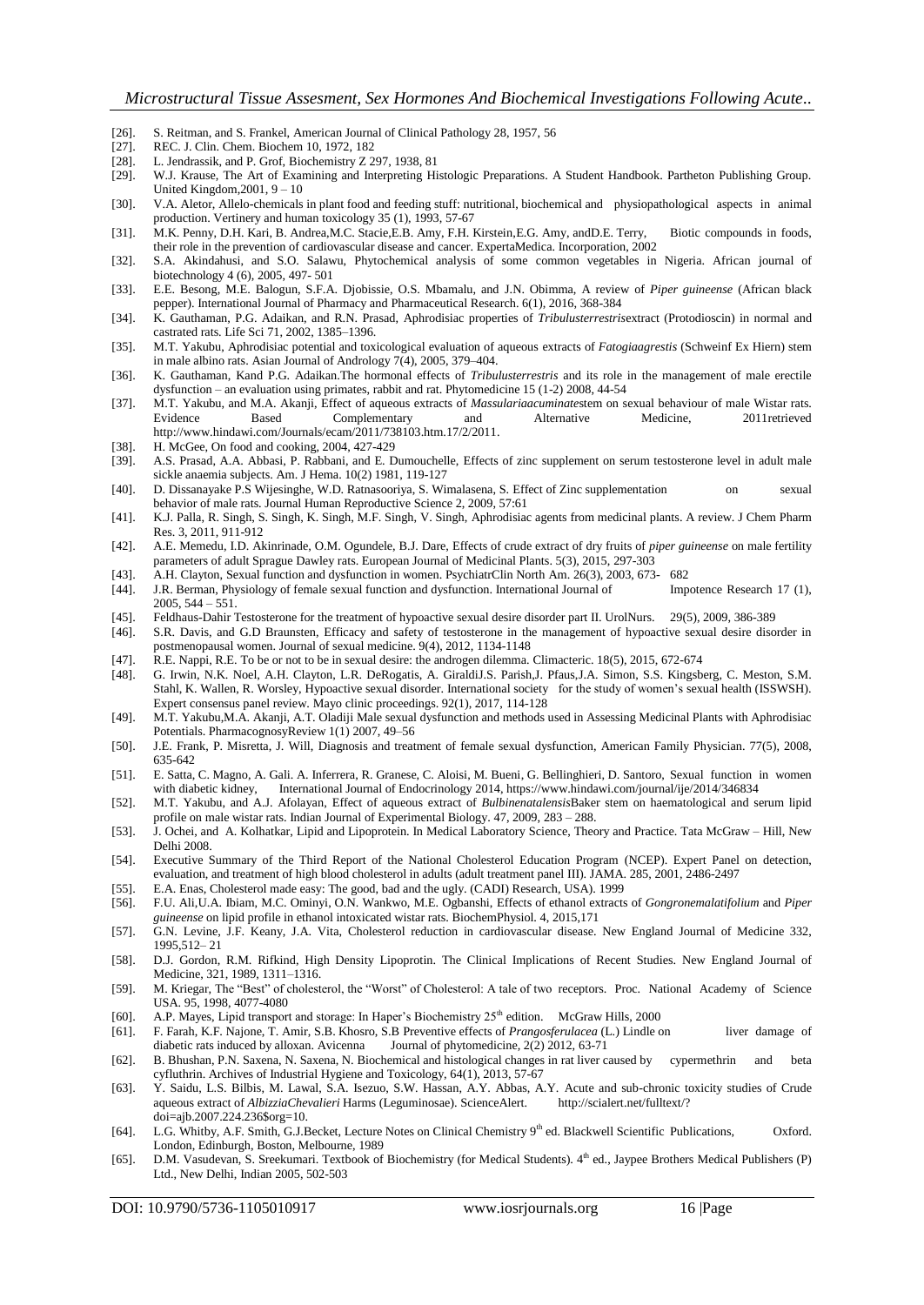[26]. S. Reitman, and S. Frankel, American Journal of Clinical Pathology 28, 1957, 56

[27]. REC. J. Clin. Chem. Biochem 10, 1972, 182

[28]. L. Jendrassik, and P. Grof, Biochemistry Z 297, 1938, 81

[29]. W.J. Krause, The Art of Examining and Interpreting Histologic Preparations. A Student Handbook. Partheton Publishing Group. United Kingdom,2001, 9 – 10

[30]. V.A. Aletor, Allelo-chemicals in plant food and feeding stuff: nutritional, biochemical and physiopathological aspects in animal production. Vertinery and human toxicology 35 (1), 1993, 57-67

[31]. M.K. Penny, D.H. Kari, B. Andrea,M.C. Stacie,E.B. Amy, F.H. Kirstein,E.G. Amy, andD.E. Terry, Biotic compounds in foods, their role in the prevention of cardiovascular disease and cancer. ExpertaMedica. Incorporation, 2002

[32]. S.A. Akindahusi, and S.O. Salawu, Phytochemical analysis of some common vegetables in Nigeria. African journal of biotechnology 4 (6), 2005, 497- 501

[33]. E.E. Besong, M.E. Balogun, S.F.A. Djobissie, O.S. Mbamalu, and J.N. Obimma, A review of *Piper guineense* (African black pepper). International Journal of Pharmacy and Pharmaceutical Research. 6(1), 2016, 368-384

[34]. K. Gauthaman, P.G. Adaikan, and R.N. Prasad, Aphrodisiac properties of *Tribulusterrestris*extract (Protodioscin) in normal and castrated rats. Life Sci 71, 2002, 1385–1396.

[35]. M.T. Yakubu, Aphrodisiac potential and toxicological evaluation of aqueous extracts of *Fatogiaagrestis* (Schweinf Ex Hiern) stem in male albino rats. Asian Journal of Andrology 7(4), 2005, 379–404.

[36]. K. Gauthaman, Kand P.G. Adaikan.The hormonal effects of *Tribulusterrestris* and its role in the management of male erectile dysfunction – an evaluation using primates, rabbit and rat. Phytomedicine 15 (1-2) 2008, 44-54

[37]. M.T. Yakubu, and M.A. Akanji, Effect of aqueous extracts of *Massulariaacuminates*tem on sexual behaviour of male Wistar rats. Evidence Based Complementary and Alternative Medicine, 2011retrieved http://www.hindawi.com/Journals/ecam/2011/738103.htm.17/2/2011.

[38]. H. McGee, On food and cooking, 2004, 427-429

[39]. A.S. Prasad, A.A. Abbasi, P. Rabbani, and E. Dumouchelle, Effects of zinc supplement on serum testosterone level in adult male sickle anaemia subjects. Am. J Hema. 10(2) 1981, 119-127

[40]. D. Dissanayake P.S Wijesinghe, W.D. Ratnasooriya, S. Wimalasena, S. Effect of Zinc supplementation on sexual behavior of male rats. Journal Human Reproductive Science 2, 2009, 57:61

[41]. K.J. Palla, R. Singh, S. Singh, K. Singh, M.F. Singh, V. Singh, Aphrodisiac agents from medicinal plants. A review. J Chem Pharm Res. 3, 2011, 911-912

[42]. A.E. Memedu, I.D. Akinrinade, O.M. Ogundele, B.J. Dare, Effects of crude extract of dry fruits of *piper guineense* on male fertility parameters of adult Sprague Dawley rats. European Journal of Medicinal Plants. 5(3), 2015, 297-303

[43]. A.H. Clayton, Sexual function and dysfunction in women. PsychiatrClin North Am. 26(3), 2003, 673- 682

[44]. J.R. Berman, Physiology of female sexual function and dysfunction. International Journal of Impotence Research 17 (1), 2005, 544 – 551.

[45]. Feldhaus-Dahir Testosterone for the treatment of hypoactive sexual desire disorder part II. UrolNurs. 29(5), 2009, 386-389

[46]. S.R. Davis, and G.D Braunsten, Efficacy and safety of testosterone in the management of hypoactive sexual desire disorder in postmenopausal women. Journal of sexual medicine. 9(4), 2012, 1134-1148

[47]. R.E. Nappi, R.E. To be or not to be in sexual desire: the androgen dilemma. Climacteric. 18(5), 2015, 672-674

[48]. G. Irwin, N.K. Noel, A.H. Clayton, L.R. DeRogatis, A. GiraldiJ.S. Parish,J. Pfaus,J.A. Simon, S.S. Kingsberg, C. Meston, S.M. Stahl, K. Wallen, R. Worsley, Hypoactive sexual disorder. International society for the study of women's sexual health (ISSWSH). Expert consensus panel review. Mayo clinic proceedings. 92(1), 2017, 114-128

[49]. M.T. Yakubu,M.A. Akanji, A.T. Oladiji Male sexual dysfunction and methods used in Assessing Medicinal Plants with Aphrodisiac Potentials. PharmacognosyReview 1(1) 2007, 49–56

[50]. J.E. Frank, P. Misretta, J. Will, Diagnosis and treatment of female sexual dysfunction, American Family Physician. 77(5), 2008, 635-642

[51]. E. Satta, C. Magno, A. Gali. A. Inferrera, R. Granese, C. Aloisi, M. Bueni, G. Bellinghieri, D. Santoro, Sexual function in women with diabetic kidney, International Journal of Endocrinology 2014, https://www.hindawi.com/journal/ije/2014/346834

[52]. M.T. Yakubu, and A.J. Afolayan, Effect of aqueous extract of *Bulbinenatalensis*Baker stem on haematological and serum lipid profile on male wistar rats. Indian Journal of Experimental Biology. 47, 2009, 283 – 288.

[53]. J. Ochei, and A. Kolhatkar, Lipid and Lipoprotein. In Medical Laboratory Science, Theory and Practice. Tata McGraw – Hill, New Delhi 2008.

[54]. Executive Summary of the Third Report of the National Cholesterol Education Program (NCEP). Expert Panel on detection, evaluation, and treatment of high blood cholesterol in adults (adult treatment panel III). JAMA. 285, 2001, 2486-2497

[55]. E.A. Enas, Cholesterol made easy: The good, bad and the ugly. (CADI) Research, USA). 1999

[56]. F.U. Ali,U.A. Ibiam, M.C. Ominyi, O.N. Wankwo, M.E. Ogbanshi, Effects of ethanol extracts of *Gongronemalatifolium* and *Piper guineense* on lipid profile in ethanol intoxicated wistar rats. BiochemPhysiol. 4, 2015,171

[57]. G.N. Levine, J.F. Keany, J.A. Vita, Cholesterol reduction in cardiovascular disease. New England Journal of Medicine 332, 1995,512– 21

[58]. D.J. Gordon, R.M. Rifkind, High Density Lipoprotin. The Clinical Implications of Recent Studies. New England Journal of Medicine, 321, 1989, 1311–1316.

[59]. M. Kriegar, The "Best" of cholesterol, the "Worst" of Cholesterol: A tale of two receptors. Proc. National Academy of Science USA. 95, 1998, 4077-4080

[60]. A.P. Mayes, Lipid transport and storage: In Haper's Biochemistry 25th edition. McGraw Hills, 2000

[61]. F. Farah, K.F. Najone, T. Amir, S.B. Khosro, S.B Preventive effects of *Prangosferulacea* (L.) Lindle on liver damage of diabetic rats induced by alloxan. Avicenna Journal of phytomedicine, 2(2) 2012, 63-71

[62]. B. Bhushan, P.N. Saxena, N. Saxena, N. Biochemical and histological changes in rat liver caused by cypermethrin and beta cyfluthrin. Archives of Industrial Hygiene and Toxicology, 64(1), 2013, 57-67

[63]. Y. Saidu, L.S. Bilbis, M. Lawal, S.A. Isezuo, S.W. Hassan, A.Y. Abbas, A.Y. Acute and sub-chronic toxicity studies of Crude aqueous extract of *AlbizziaChevalieri* Harms (Leguminosae). ScienceAlert. http://scialert.net/fulltext/? doi=ajb.2007.224.236$org=10.

[64]. L.G. Whitby, A.F. Smith, G.J.Becket, Lecture Notes on Clinical Chemistry 9th ed. Blackwell Scientific Publications, Oxford. London, Edinburgh, Boston, Melbourne, 1989

[65]. D.M. Vasudevan, S. Sreekumari. Textbook of Biochemistry (for Medical Students). 4th ed., Jaypee Brothers Medical Publishers (P) Ltd., New Delhi, Indian 2005, 502-503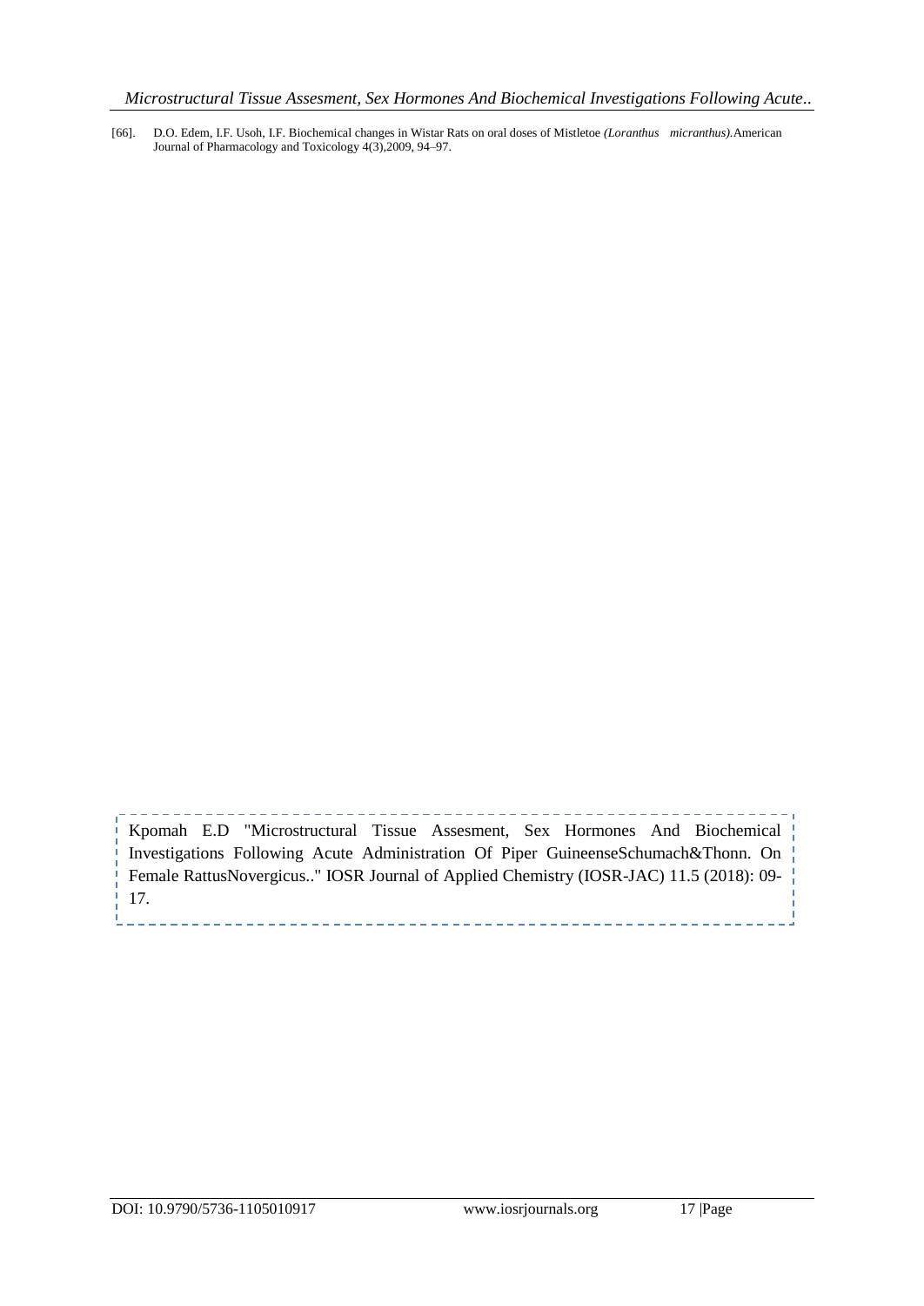[66]. D.O. Edem, I.F. Usoh, I.F. Biochemical changes in Wistar Rats on oral doses of Mistletoe *(Loranthus micranthus).* American Journal of Pharmacology and Toxicology 4(3),2009, 94–97.

Kpomah E.D "Microstructural Tissue Assesment, Sex Hormones And Biochemical Investigations Following Acute Administration Of Piper GuineenseSchumach&Thonn. On Female RattusNovergicus.." IOSR Journal of Applied Chemistry (IOSR-JAC) 11.5 (2018): 09-17.